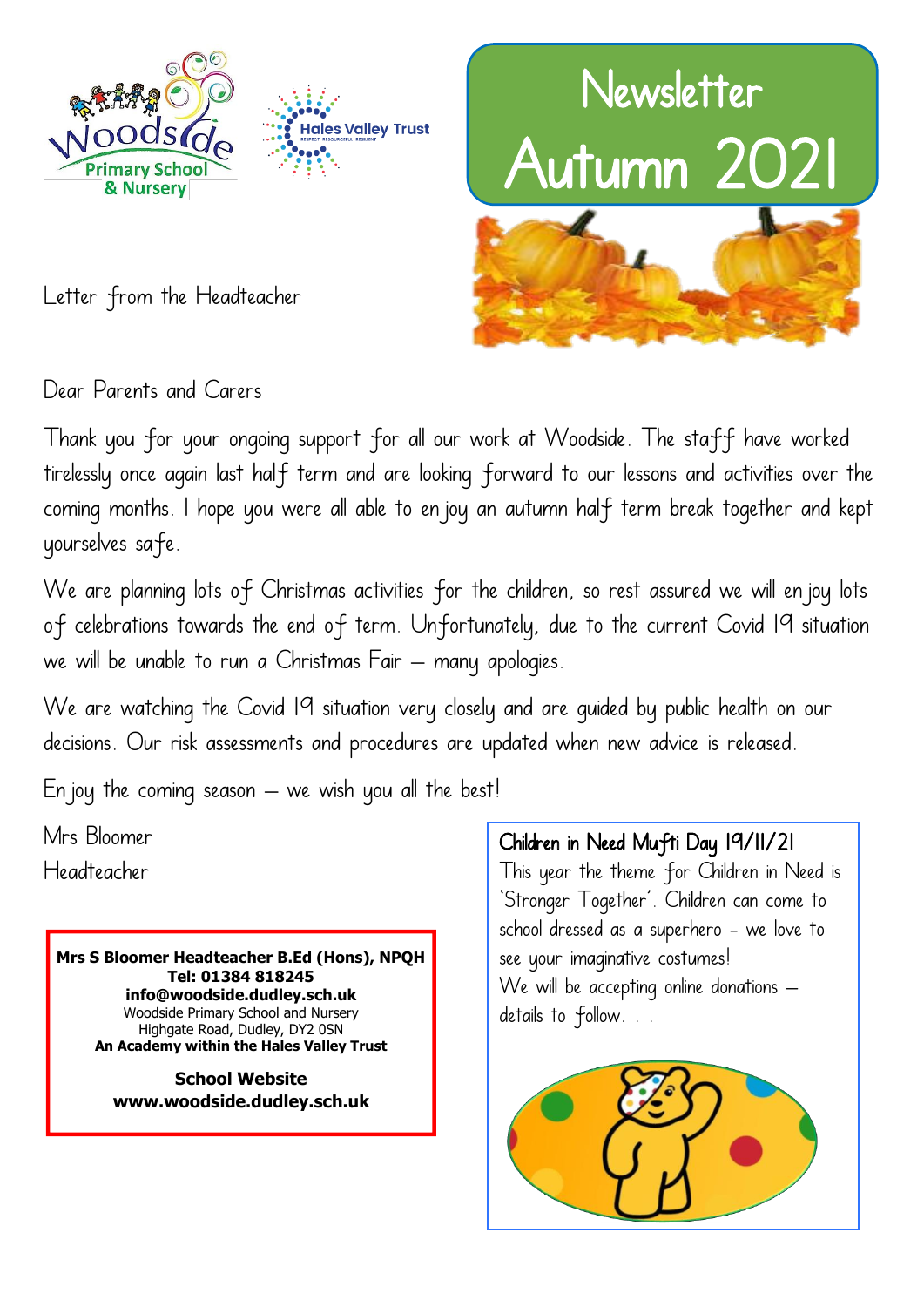# Newsletter Autumn 2021

Letter from the Headteacher

Dear Parents and Carers

Thank you for your ongoing support for all our work at Woodside. The staff have worked tirelessly once again last half term and are looking forward to our lessons and activities over the coming months. I hope you were all able to enjoy an autumn half term break together and kept yourselves safe.

We are planning lots of Christmas activities for the children, so rest assured we will enjoy lots of celebrations towards the end of term. Unfortunately, due to the current Covid 19 situation we will be unable to run a Christmas Fair – many apologies.

We are watching the Covid 19 situation very closely and are guided by public health on our decisions. Our risk assessments and procedures are updated when new advice is released.

Enjoy the coming season – we wish you all the best!

Mrs Bloomer
Headteacher

**Mrs S Bloomer Headteacher B.Ed (Hons), NPQH**
**Tel: 01384 818245**
**info@woodside.dudley.sch.uk**
Woodside Primary School and Nursery
Highgate Road, Dudley, DY2 0SN
**An Academy within the Hales Valley Trust**

**School Website**
**www.woodside.dudley.sch.uk**

## Children in Need Mufti Day 19/11/21

This year the theme for Children in Need is 'Stronger Together'. Children can come to school dressed as a superhero – we love to see your imaginative costumes!

We will be accepting online donations – details to follow. . .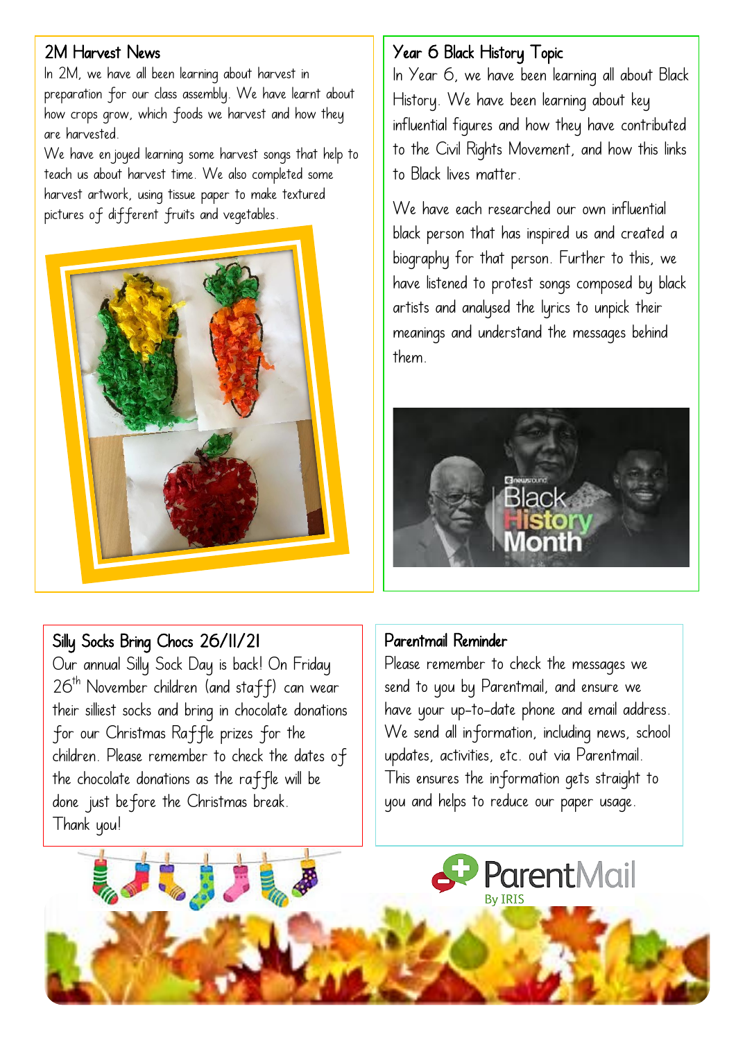## 2M Harvest News

In 2M, we have all been learning about harvest in preparation for our class assembly. We have learnt about how crops grow, which foods we harvest and how they are harvested.

We have enjoyed learning some harvest songs that help to teach us about harvest time. We also completed some harvest artwork, using tissue paper to make textured pictures of different fruits and vegetables.

## Year 6 Black History Topic

In Year 6, we have been learning all about Black History. We have been learning about key influential figures and how they have contributed to the Civil Rights Movement, and how this links to Black lives matter.

We have each researched our own influential black person that has inspired us and created a biography for that person. Further to this, we have listened to protest songs composed by black artists and analysed the lyrics to unpick their meanings and understand the messages behind them.

## Silly Socks Bring Chocs 26/11/21

Our annual Silly Sock Day is back! On Friday 26th November children (and staff) can wear their silliest socks and bring in chocolate donations for our Christmas Raffle prizes for the children. Please remember to check the dates of the chocolate donations as the raffle will be done just before the Christmas break.

Thank you!

## Parentmail Reminder

Please remember to check the messages we send to you by Parentmail, and ensure we have your up-to-date phone and email address. We send all information, including news, school updates, activities, etc. out via Parentmail. This ensures the information gets straight to you and helps to reduce our paper usage.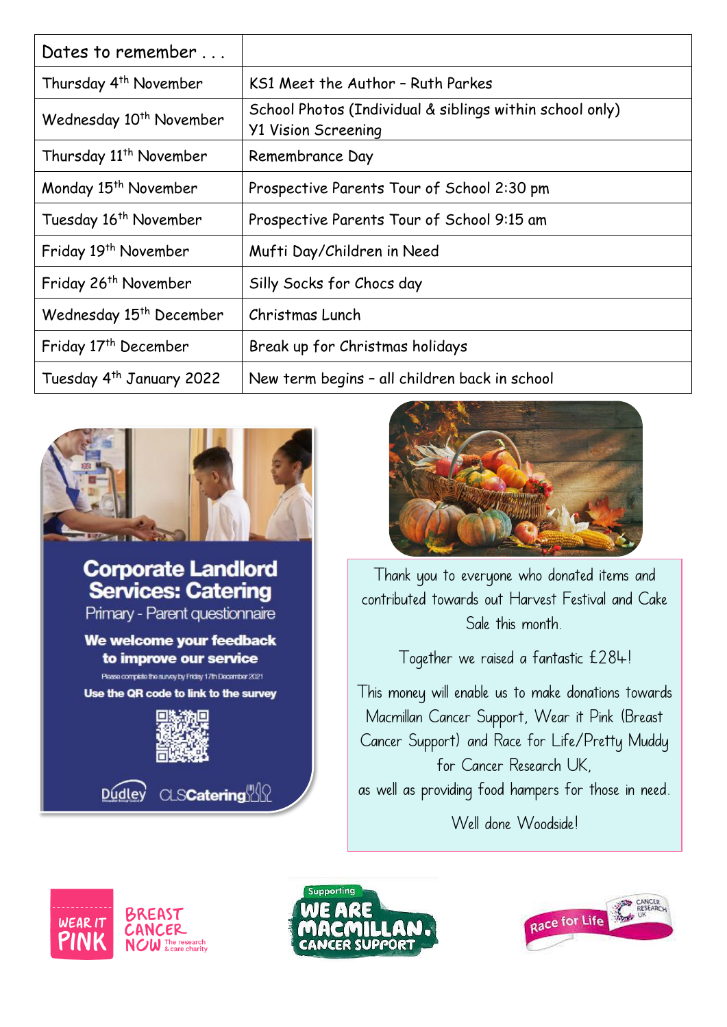| Dates to remember . . . | |
|---|---|
| Thursday 4th November | KS1 Meet the Author – Ruth Parkes |
| Wednesday 10th November | School Photos (Individual & siblings within school only)<br>Y1 Vision Screening |
| Thursday 11th November | Remembrance Day |
| Monday 15th November | Prospective Parents Tour of School 2:30 pm |
| Tuesday 16th November | Prospective Parents Tour of School 9:15 am |
| Friday 19th November | Mufti Day/Children in Need |
| Friday 26th November | Silly Socks for Chocs day |
| Wednesday 15th December | Christmas Lunch |
| Friday 17th December | Break up for Christmas holidays |
| Tuesday 4th January 2022 | New term begins – all children back in school |

**Corporate Landlord Services: Catering**

Primary - Parent questionnaire

**We welcome your feedback to improve our service**

Please complete the survey by Friday 17th December 2021

**Use the QR code to link to the survey**

Dudley CLSCatering

Thank you to everyone who donated items and contributed towards out Harvest Festival and Cake Sale this month.

Together we raised a fantastic £284!

This money will enable us to make donations towards Macmillan Cancer Support, Wear it Pink (Breast Cancer Support) and Race for Life/Pretty Muddy for Cancer Research UK,
as well as providing food hampers for those in need.

Well done Woodside!

WEAR IT PINK BREAST CANCER NOW The research & care charity

Supporting WE ARE MACMILLAN. CANCER SUPPORT

Race for Life CANCER RESEARCH UK